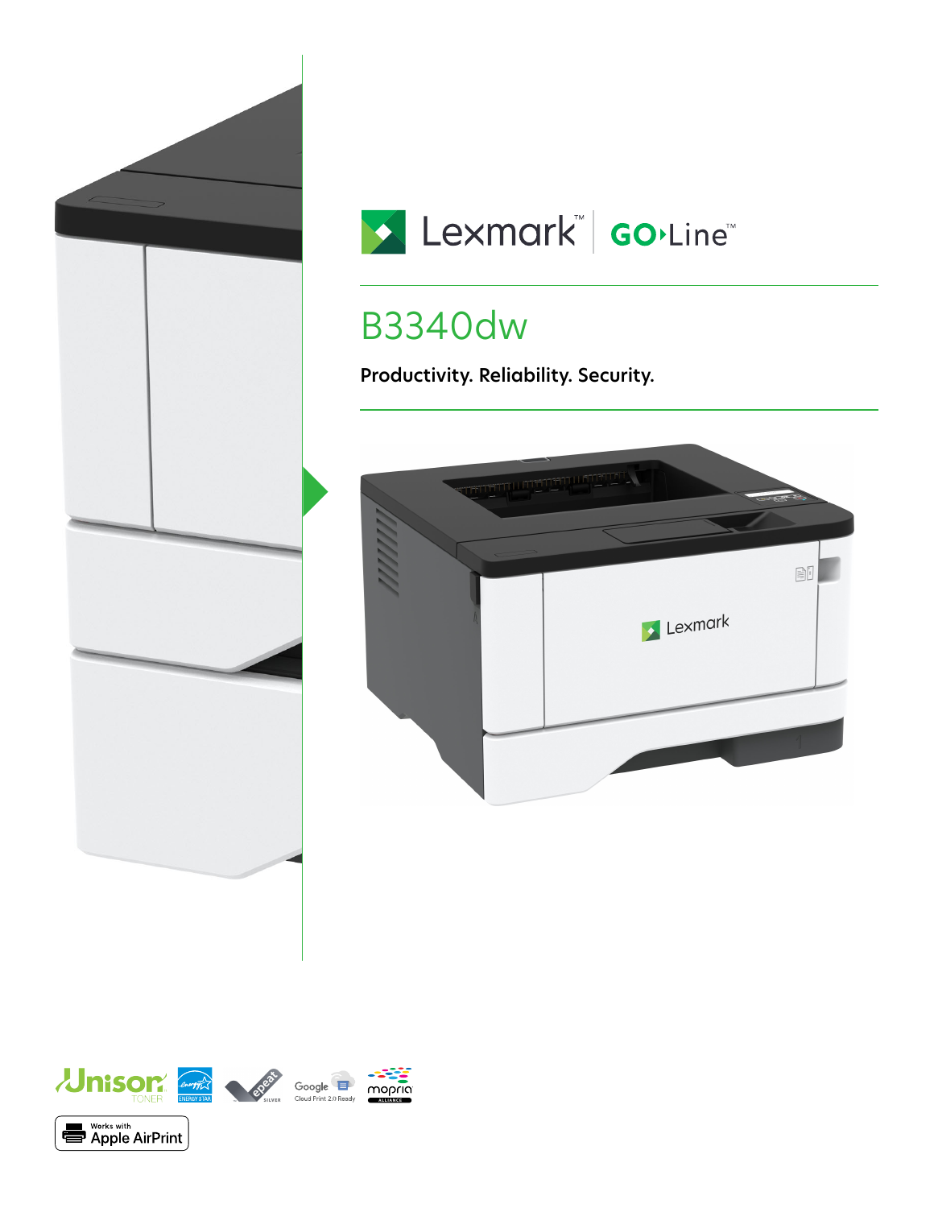Lexmark™ | GO Line™

# B3340dw

**Productivity. Reliability. Security.**

Unison TONER

ENERGY STAR

epeat SILVER

Google Cloud Print 2.0 Ready

mopria ALLIANCE

Works with Apple AirPrint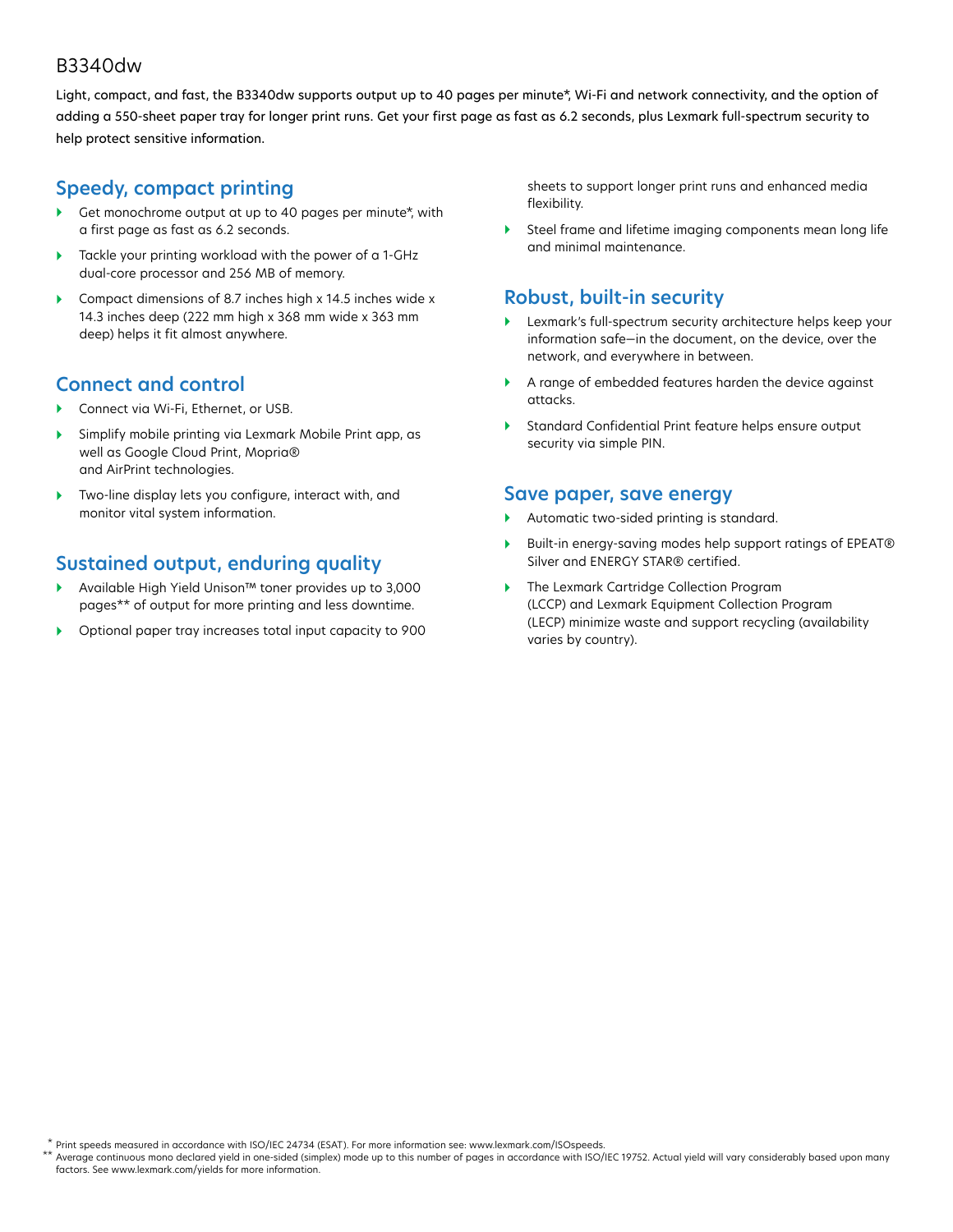# B3340dw

Light, compact, and fast, the B3340dw supports output up to 40 pages per minute*, Wi-Fi and network connectivity, and the option of adding a 550-sheet paper tray for longer print runs. Get your first page as fast as 6.2 seconds, plus Lexmark full-spectrum security to help protect sensitive information.

## Speedy, compact printing

- Get monochrome output at up to 40 pages per minute*, with a first page as fast as 6.2 seconds.
- Tackle your printing workload with the power of a 1-GHz dual-core processor and 256 MB of memory.
- Compact dimensions of 8.7 inches high x 14.5 inches wide x 14.3 inches deep (222 mm high x 368 mm wide x 363 mm deep) helps it fit almost anywhere.

## Connect and control

- Connect via Wi-Fi, Ethernet, or USB.
- Simplify mobile printing via Lexmark Mobile Print app, as well as Google Cloud Print, Mopria® and AirPrint technologies.
- Two-line display lets you configure, interact with, and monitor vital system information.

## Sustained output, enduring quality

- Available High Yield Unison™ toner provides up to 3,000 pages** of output for more printing and less downtime.
- Optional paper tray increases total input capacity to 900 sheets to support longer print runs and enhanced media flexibility.
- Steel frame and lifetime imaging components mean long life and minimal maintenance.

## Robust, built-in security

- Lexmark's full-spectrum security architecture helps keep your information safe—in the document, on the device, over the network, and everywhere in between.
- A range of embedded features harden the device against attacks.
- Standard Confidential Print feature helps ensure output security via simple PIN.

## Save paper, save energy

- Automatic two-sided printing is standard.
- Built-in energy-saving modes help support ratings of EPEAT® Silver and ENERGY STAR® certified.
- The Lexmark Cartridge Collection Program (LCCP) and Lexmark Equipment Collection Program (LECP) minimize waste and support recycling (availability varies by country).

\* Print speeds measured in accordance with ISO/IEC 24734 (ESAT). For more information see: www.lexmark.com/ISOspeeds.

\*\* Average continuous mono declared yield in one-sided (simplex) mode up to this number of pages in accordance with ISO/IEC 19752. Actual yield will vary considerably based upon many factors. See www.lexmark.com/yields for more information.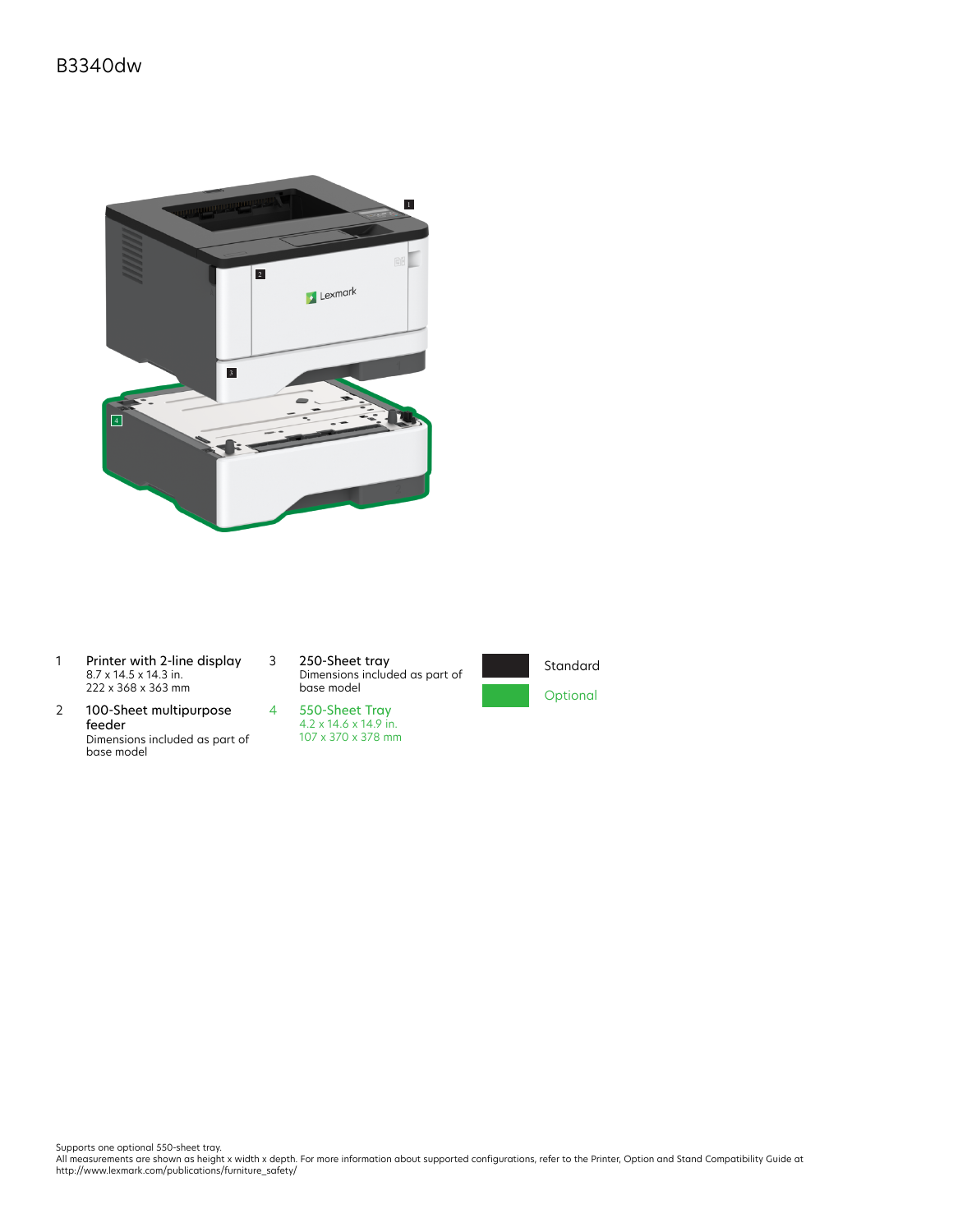# B3340dw

1. **Printer with 2-line display**
   8.7 x 14.5 x 14.3 in.
   222 x 368 x 363 mm

2. **100-Sheet multipurpose feeder**
   Dimensions included as part of base model

3. **250-Sheet tray**
   Dimensions included as part of base model

4. **550-Sheet Tray**
   4.2 x 14.6 x 14.9 in.
   107 x 370 x 378 mm

Standard

Optional

Supports one optional 550-sheet tray.
All measurements are shown as height x width x depth. For more information about supported configurations, refer to the Printer, Option and Stand Compatibility Guide at http://www.lexmark.com/publications/furniture_safety/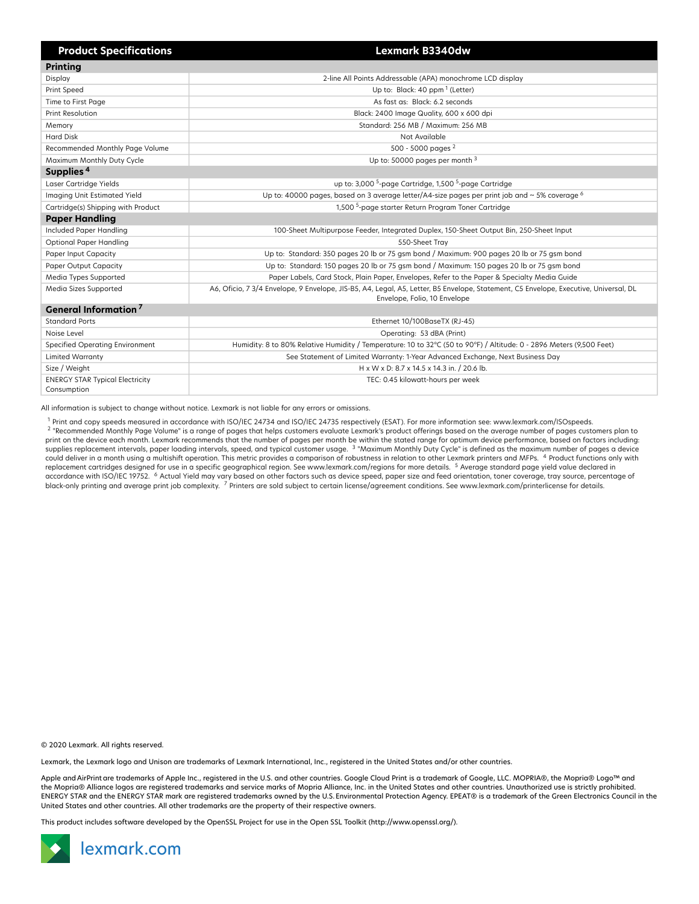| Product Specifications | Lexmark B3340dw |
|---|---|
| **Printing** | |
| Display | 2-line All Points Addressable (APA) monochrome LCD display |
| Print Speed | Up to: Black: 40 ppm [1] (Letter) |
| Time to First Page | As fast as: Black: 6.2 seconds |
| Print Resolution | Black: 2400 Image Quality, 600 x 600 dpi |
| Memory | Standard: 256 MB / Maximum: 256 MB |
| Hard Disk | Not Available |
| Recommended Monthly Page Volume | 500 - 5000 pages [2] |
| Maximum Monthly Duty Cycle | Up to: 50000 pages per month [3] |
| **Supplies [4]** | |
| Laser Cartridge Yields | up to: 3,000 [5]-page Cartridge, 1,500 [5]-page Cartridge |
| Imaging Unit Estimated Yield | Up to: 40000 pages, based on 3 average letter/A4-size pages per print job and ~ 5% coverage [6] |
| Cartridge(s) Shipping with Product | 1,500 [5]-page starter Return Program Toner Cartridge |
| **Paper Handling** | |
| Included Paper Handling | 100-Sheet Multipurpose Feeder, Integrated Duplex, 150-Sheet Output Bin, 250-Sheet Input |
| Optional Paper Handling | 550-Sheet Tray |
| Paper Input Capacity | Up to: Standard: 350 pages 20 lb or 75 gsm bond / Maximum: 900 pages 20 lb or 75 gsm bond |
| Paper Output Capacity | Up to: Standard: 150 pages 20 lb or 75 gsm bond / Maximum: 150 pages 20 lb or 75 gsm bond |
| Media Types Supported | Paper Labels, Card Stock, Plain Paper, Envelopes, Refer to the Paper & Specialty Media Guide |
| Media Sizes Supported | A6, Oficio, 7 3/4 Envelope, 9 Envelope, JIS-B5, A4, Legal, A5, Letter, B5 Envelope, Statement, C5 Envelope, Executive, Universal, DL Envelope, Folio, 10 Envelope |
| **General Information [7]** | |
| Standard Ports | Ethernet 10/100BaseTX (RJ-45) |
| Noise Level | Operating: 53 dBA (Print) |
| Specified Operating Environment | Humidity: 8 to 80% Relative Humidity / Temperature: 10 to 32°C (50 to 90°F) / Altitude: 0 - 2896 Meters (9,500 Feet) |
| Limited Warranty | See Statement of Limited Warranty: 1-Year Advanced Exchange, Next Business Day |
| Size / Weight | H x W x D: 8.7 x 14.5 x 14.3 in. / 20.6 lb. |
| ENERGY STAR Typical Electricity Consumption | TEC: 0.45 kilowatt-hours per week |

All information is subject to change without notice. Lexmark is not liable for any errors or omissions.

[1] Print and copy speeds measured in accordance with ISO/IEC 24734 and ISO/IEC 24735 respectively (ESAT). For more information see: www.lexmark.com/ISOspeeds. [2] "Recommended Monthly Page Volume" is a range of pages that helps customers evaluate Lexmark's product offerings based on the average number of pages customers plan to print on the device each month. Lexmark recommends that the number of pages per month be within the stated range for optimum device performance, based on factors including: supplies replacement intervals, paper loading intervals, speed, and typical customer usage. [3] "Maximum Monthly Duty Cycle" is defined as the maximum number of pages a device could deliver in a month using a multishift operation. This metric provides a comparison of robustness in relation to other Lexmark printers and MFPs. [4] Product functions only with replacement cartridges designed for use in a specific geographical region. See www.lexmark.com/regions for more details. [5] Average standard page yield value declared in accordance with ISO/IEC 19752. [6] Actual Yield may vary based on other factors such as device speed, paper size and feed orientation, toner coverage, tray source, percentage of black-only printing and average print job complexity. [7] Printers are sold subject to certain license/agreement conditions. See www.lexmark.com/printerlicense for details.

© 2020 Lexmark. All rights reserved.

Lexmark, the Lexmark logo and Unison are trademarks of Lexmark International, Inc., registered in the United States and/or other countries.

Apple and AirPrint are trademarks of Apple Inc., registered in the U.S. and other countries. Google Cloud Print is a trademark of Google, LLC. MOPRIA®, the Mopria® Logo™ and the Mopria® Alliance logos are registered trademarks and service marks of Mopria Alliance, Inc. in the United States and other countries. Unauthorized use is strictly prohibited. ENERGY STAR and the ENERGY STAR mark are registered trademarks owned by the U.S. Environmental Protection Agency. EPEAT® is a trademark of the Green Electronics Council in the United States and other countries. All other trademarks are the property of their respective owners.

This product includes software developed by the OpenSSL Project for use in the Open SSL Toolkit (http://www.openssl.org/).

lexmark.com